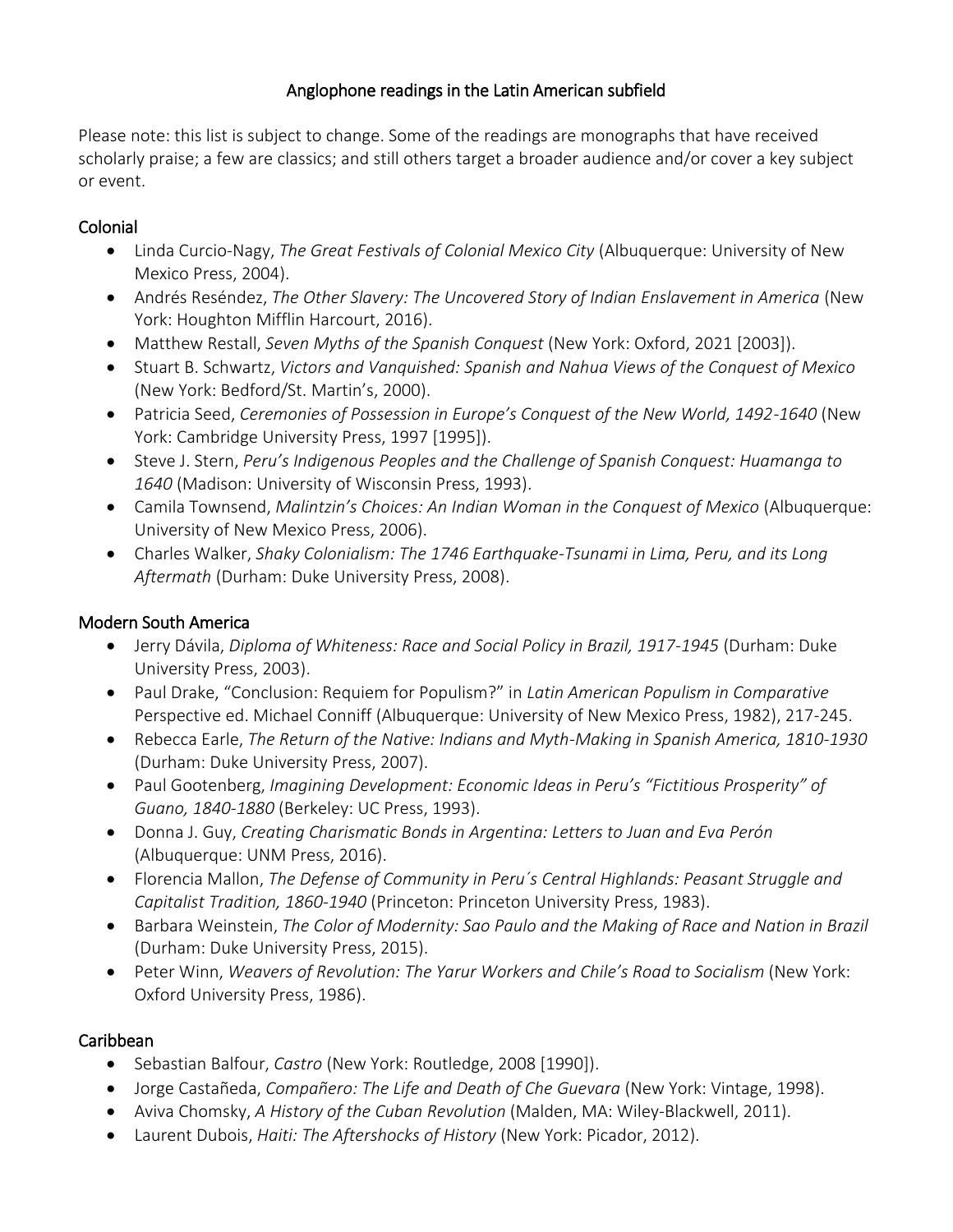# Anglophone readings in the Latin American subfield

Please note: this list is subject to change. Some of the readings are monographs that have received scholarly praise; a few are classics; and still others target a broader audience and/or cover a key subject or event.

## Colonial

- Linda Curcio-Nagy, *The Great Festivals of Colonial Mexico City* (Albuquerque: University of New Mexico Press, 2004).
- Andrés Reséndez, *The Other Slavery: The Uncovered Story of Indian Enslavement in America* (New York: Houghton Mifflin Harcourt, 2016).
- Matthew Restall, *Seven Myths of the Spanish Conquest* (New York: Oxford, 2021 [2003]).
- Stuart B. Schwartz, *Victors and Vanquished: Spanish and Nahua Views of the Conquest of Mexico* (New York: Bedford/St. Martin's, 2000).
- Patricia Seed, *Ceremonies of Possession in Europe's Conquest of the New World, 1492-1640* (New York: Cambridge University Press, 1997 [1995]).
- Steve J. Stern, *Peru's Indigenous Peoples and the Challenge of Spanish Conquest: Huamanga to 1640* (Madison: University of Wisconsin Press, 1993).
- Camila Townsend, *Malintzin's Choices: An Indian Woman in the Conquest of Mexico* (Albuquerque: University of New Mexico Press, 2006).
- Charles Walker, *Shaky Colonialism: The 1746 Earthquake-Tsunami in Lima, Peru, and its Long Aftermath* (Durham: Duke University Press, 2008).

## Modern South America

- Jerry Dávila, *Diploma of Whiteness: Race and Social Policy in Brazil, 1917-1945* (Durham: Duke University Press, 2003).
- Paul Drake, "Conclusion: Requiem for Populism?" in *Latin American Populism in Comparative* Perspective ed. Michael Conniff (Albuquerque: University of New Mexico Press, 1982), 217-245.
- Rebecca Earle, *The Return of the Native: Indians and Myth-Making in Spanish America, 1810-1930* (Durham: Duke University Press, 2007).
- Paul Gootenberg, *Imagining Development: Economic Ideas in Peru's "Fictitious Prosperity" of Guano, 1840-1880* (Berkeley: UC Press, 1993).
- Donna J. Guy, *Creating Charismatic Bonds in Argentina: Letters to Juan and Eva Perón* (Albuquerque: UNM Press, 2016).
- Florencia Mallon, *The Defense of Community in Peru´s Central Highlands: Peasant Struggle and Capitalist Tradition, 1860-1940* (Princeton: Princeton University Press, 1983).
- Barbara Weinstein, *The Color of Modernity: Sao Paulo and the Making of Race and Nation in Brazil* (Durham: Duke University Press, 2015).
- Peter Winn, *Weavers of Revolution: The Yarur Workers and Chile's Road to Socialism* (New York: Oxford University Press, 1986).

## Caribbean

- Sebastian Balfour, *Castro* (New York: Routledge, 2008 [1990]).
- Jorge Castañeda, *Compañero: The Life and Death of Che Guevara* (New York: Vintage, 1998).
- Aviva Chomsky, *A History of the Cuban Revolution* (Malden, MA: Wiley-Blackwell, 2011).
- Laurent Dubois, *Haiti: The Aftershocks of History* (New York: Picador, 2012).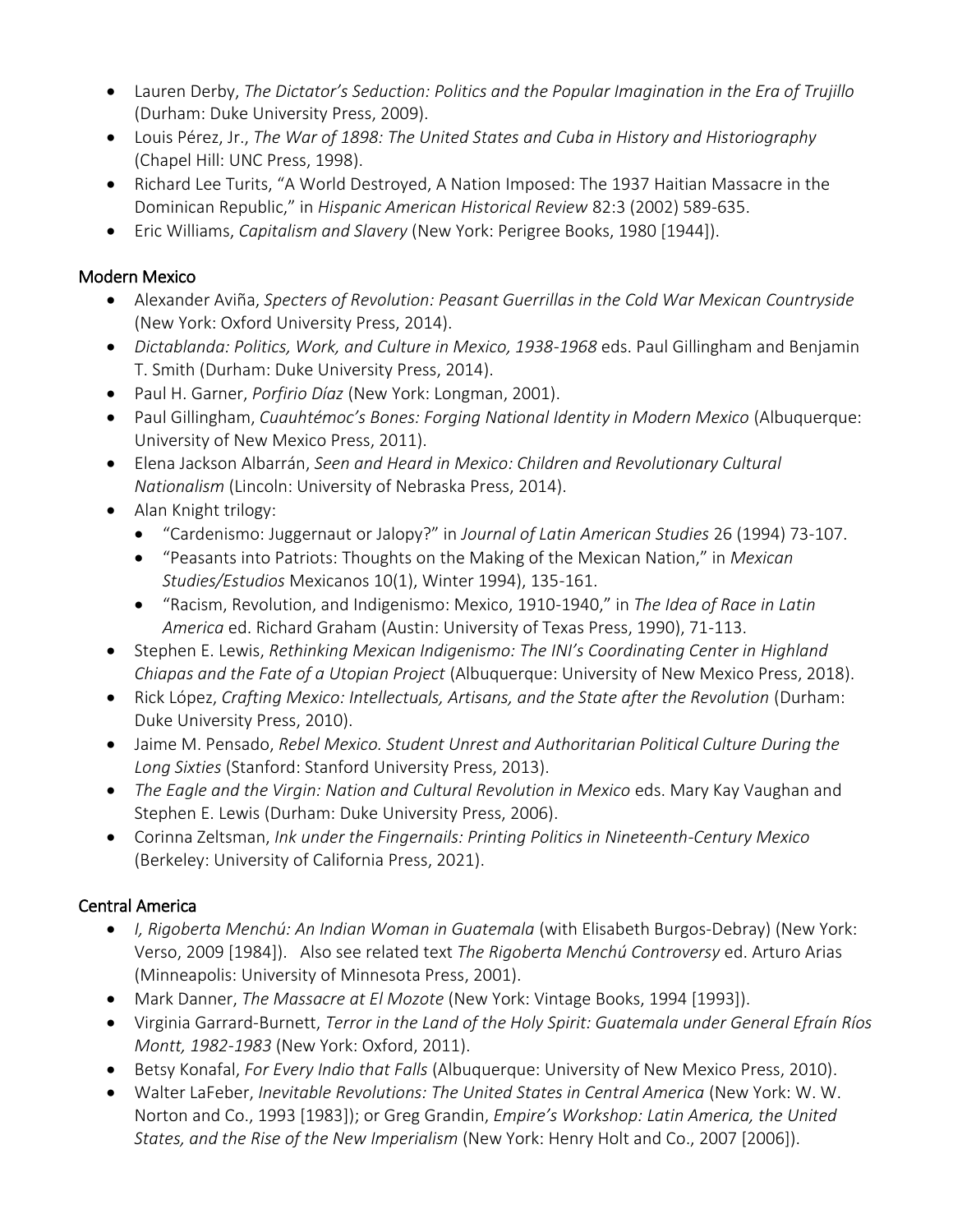- Lauren Derby, *The Dictator's Seduction: Politics and the Popular Imagination in the Era of Trujillo* (Durham: Duke University Press, 2009).
- Louis Pérez, Jr., *The War of 1898: The United States and Cuba in History and Historiography* (Chapel Hill: UNC Press, 1998).
- Richard Lee Turits, "A World Destroyed, A Nation Imposed: The 1937 Haitian Massacre in the Dominican Republic," in *Hispanic American Historical Review* 82:3 (2002) 589-635.
- Eric Williams, *Capitalism and Slavery* (New York: Perigree Books, 1980 [1944]).

## Modern Mexico

- Alexander Aviña, *Specters of Revolution: Peasant Guerrillas in the Cold War Mexican Countryside* (New York: Oxford University Press, 2014).
- *Dictablanda: Politics, Work, and Culture in Mexico, 1938-1968* eds. Paul Gillingham and Benjamin T. Smith (Durham: Duke University Press, 2014).
- Paul H. Garner, *Porfirio Díaz* (New York: Longman, 2001).
- Paul Gillingham, *Cuauhtémoc's Bones: Forging National Identity in Modern Mexico* (Albuquerque: University of New Mexico Press, 2011).
- Elena Jackson Albarrán, *Seen and Heard in Mexico: Children and Revolutionary Cultural Nationalism* (Lincoln: University of Nebraska Press, 2014).
- Alan Knight trilogy:
  - "Cardenismo: Juggernaut or Jalopy?" in *Journal of Latin American Studies* 26 (1994) 73-107.
  - "Peasants into Patriots: Thoughts on the Making of the Mexican Nation," in *Mexican Studies/Estudios* Mexicanos 10(1), Winter 1994), 135-161.
  - "Racism, Revolution, and Indigenismo: Mexico, 1910-1940," in *The Idea of Race in Latin America* ed. Richard Graham (Austin: University of Texas Press, 1990), 71-113.
- Stephen E. Lewis, *Rethinking Mexican Indigenismo: The INI's Coordinating Center in Highland Chiapas and the Fate of a Utopian Project* (Albuquerque: University of New Mexico Press, 2018).
- Rick López, *Crafting Mexico: Intellectuals, Artisans, and the State after the Revolution* (Durham: Duke University Press, 2010).
- Jaime M. Pensado, *Rebel Mexico. Student Unrest and Authoritarian Political Culture During the Long Sixties* (Stanford: Stanford University Press, 2013).
- *The Eagle and the Virgin: Nation and Cultural Revolution in Mexico* eds. Mary Kay Vaughan and Stephen E. Lewis (Durham: Duke University Press, 2006).
- Corinna Zeltsman, *Ink under the Fingernails: Printing Politics in Nineteenth-Century Mexico* (Berkeley: University of California Press, 2021).

## Central America

- *I, Rigoberta Menchú: An Indian Woman in Guatemala* (with Elisabeth Burgos-Debray) (New York: Verso, 2009 [1984]). Also see related text *The Rigoberta Menchú Controversy* ed. Arturo Arias (Minneapolis: University of Minnesota Press, 2001).
- Mark Danner, *The Massacre at El Mozote* (New York: Vintage Books, 1994 [1993]).
- Virginia Garrard-Burnett, *Terror in the Land of the Holy Spirit: Guatemala under General Efraín Ríos Montt, 1982-1983* (New York: Oxford, 2011).
- Betsy Konafal, *For Every Indio that Falls* (Albuquerque: University of New Mexico Press, 2010).
- Walter LaFeber, *Inevitable Revolutions: The United States in Central America* (New York: W. W. Norton and Co., 1993 [1983]); or Greg Grandin, *Empire's Workshop: Latin America, the United States, and the Rise of the New Imperialism* (New York: Henry Holt and Co., 2007 [2006]).